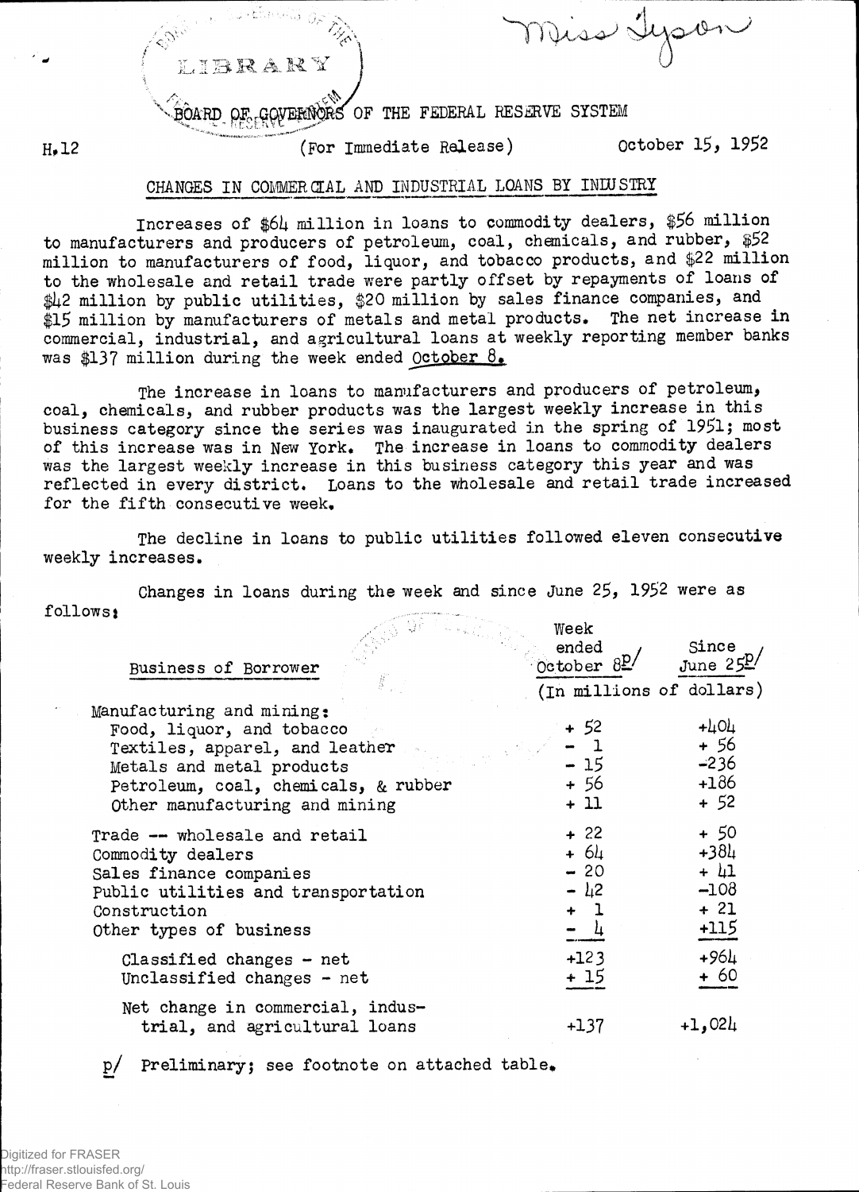Miss Tyson

LIBRARY

BOARD OF GOVERNORS OF THE FEDERAL RESERVE SYSTEM

H.12 (For Immediate Release) October 15, 1952

## CHANGES IN COMMERCIAL AND INDUSTRIAL LOANS BY INDUSTRY

Increases of $64 million in loans to commodity dealers, $56 million to manufacturers and producers of petroleum, coal, chemicals, and rubber, $52 million to manufacturers of food, liquor, and tobacco products, and $22 million to the wholesale and retail trade were partly offset by repayments of loans of $42 million by public utilities, $20 million by sales finance companies, and $15 million by manufacturers of metals and metal products. The net increase in commercial, industrial, and agricultural loans at weekly reporting member banks was $137 million during the week ended October 8.

The increase in loans to manufacturers and producers of petroleum, coal, chemicals, and rubber products was the largest weekly increase in this business category since the series was inaugurated in the spring of 1951; most of this increase was in New York. The increase in loans to commodity dealers was the largest weekly increase in this business category this year and was reflected in every district. Loans to the wholesale and retail trade increased for the fifth consecutive week.

The decline in loans to public utilities followed eleven consecutive weekly increases.

Changes in loans during the week and since June 25, 1952 were as follows:

| Business of Borrower | Week ended October 8 p/ | Since June 25 p/ |
|---|---|---|
| | (In millions of dollars) | |
| Manufacturing and mining: | | |
| Food, liquor, and tobacco | + 52 | +404 |
| Textiles, apparel, and leather | - 1 | + 56 |
| Metals and metal products | - 15 | -236 |
| Petroleum, coal, chemicals, & rubber | + 56 | +186 |
| Other manufacturing and mining | + 11 | + 52 |
| Trade -- wholesale and retail | + 22 | + 50 |
| Commodity dealers | + 64 | +384 |
| Sales finance companies | - 20 | + 41 |
| Public utilities and transportation | - 42 | -108 |
| Construction | + 1 | + 21 |
| Other types of business | - 4 | +115 |
| Classified changes - net | +123 | +964 |
| Unclassified changes - net | + 15 | + 60 |
| Net change in commercial, industrial, and agricultural loans | +137 | +1,024 |

p/ Preliminary; see footnote on attached table.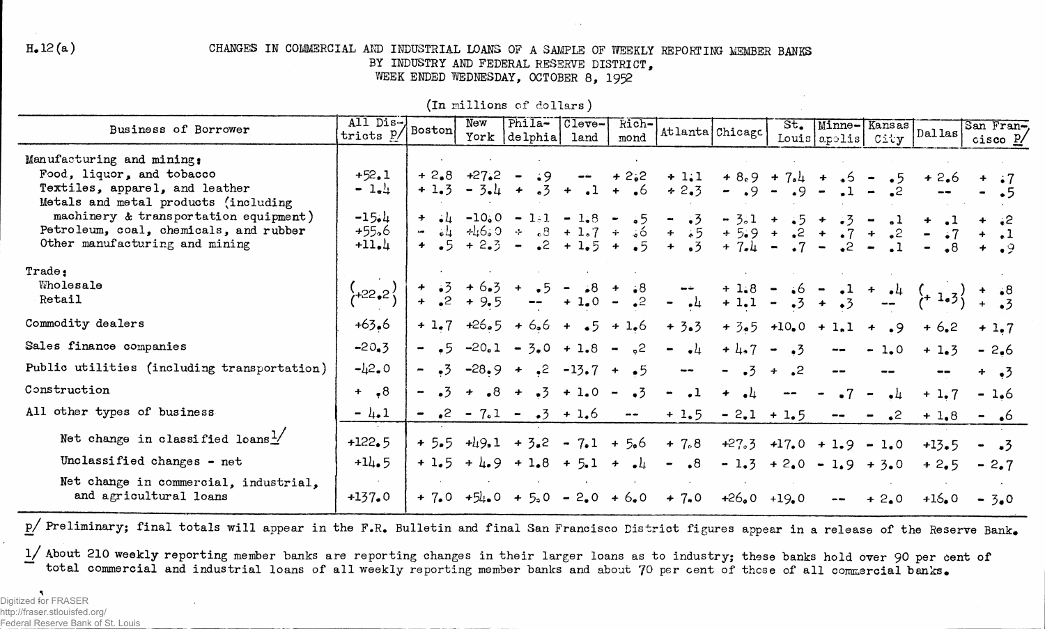H.12(a)

# CHANGES IN COMMERCIAL AND INDUSTRIAL LOANS OF A SAMPLE OF WEEKLY REPORTING MEMBER BANKS BY INDUSTRY AND FEDERAL RESERVE DISTRICT, WEEK ENDED WEDNESDAY, OCTOBER 8, 1952

(In millions of dollars)

| Business of Borrower | All Districts p/ | Boston | New York | Philadelphia | Cleveland | Richmond | Atlanta | Chicago | St. Louis | Minneapolis | Kansas City | Dallas | San Francisco p/ |
|---|---|---|---|---|---|---|---|---|---|---|---|---|---|
| Manufacturing and mining: | | | | | | | | | | | | | |
| Food, liquor, and tobacco | +52.1 | + 2.8 | +27.2 | - .9 | -- | + 2.2 | + 1.1 | + 8.9 | + 7.4 | + .6 | - .5 | + 2.6 | + .7 |
| Textiles, apparel, and leather | - 1.4 | + 1.3 | - 3.4 | + .3 | + .1 | + .6 | + 2.3 | - .9 | - .9 | - .1 | - .2 | -- | - .5 |
| Metals and metal products (including machinery & transportation equipment) | -15.4 | + .4 | -10.0 | - 1.1 | - 1.8 | - .5 | - .3 | - 3.1 | + .5 | + .3 | - .1 | + .1 | + .2 |
| Petroleum, coal, chemicals, and rubber | +55.6 | - .4 | +46.0 | + .8 | + 1.7 | + .6 | + .5 | + 5.9 | + .2 | + .7 | + .2 | - .7 | + .1 |
| Other manufacturing and mining | +11.4 | + .5 | + 2.3 | - .2 | + 1.5 | + .5 | + .3 | + 7.4 | - .7 | - .2 | - .1 | - .8 | + .9 |
| Trade: | | | | | | | | | | | | | |
| Wholesale | +22.2 | + .3 | + 6.3 | + .5 | - .8 | + .8 | -- | + 1.8 | - .6 | - .1 | + .4 | + 1.3 | + .8 |
| Retail | | + .2 | + 9.5 | -- | + 1.0 | - .2 | - .4 | + 1.1 | - .3 | + .3 | -- | | + .3 |
| Commodity dealers | +63.6 | + 1.7 | +26.5 | + 6.6 | + .5 | + 1.6 | + 3.3 | + 3.5 | +10.0 | + 1.1 | + .9 | + 6.2 | + 1.7 |
| Sales finance companies | -20.3 | - .5 | -20.1 | - 3.0 | + 1.8 | - .2 | - .4 | + 4.7 | - .3 | -- | - 1.0 | + 1.3 | - 2.6 |
| Public utilities (including transportation) | -42.0 | - .3 | -28.9 | + .2 | -13.7 | + .5 | -- | - .3 | + .2 | -- | -- | -- | + .3 |
| Construction | + .8 | - .3 | + .8 | + .3 | + 1.0 | - .3 | - .1 | + .4 | -- | - .7 | - .4 | + 1.7 | - 1.6 |
| All other types of business | - 4.1 | - .2 | - 7.1 | - .3 | + 1.6 | -- | + 1.5 | - 2.1 | + 1.5 | -- | - .2 | + 1.8 | - .6 |
| Net change in classified loans 1/ | +122.5 | + 5.5 | +49.1 | + 3.2 | - 7.1 | + 5.6 | + 7.8 | +27.3 | +17.0 | + 1.9 | - 1.0 | +13.5 | - .3 |
| Unclassified changes - net | +14.5 | + 1.5 | + 4.9 | + 1.8 | + 5.1 | + .4 | - .8 | - 1.3 | + 2.0 | - 1.9 | + 3.0 | + 2.5 | - 2.7 |
| Net change in commercial, industrial, and agricultural loans | +137.0 | + 7.0 | +54.0 | + 5.0 | - 2.0 | + 6.0 | + 7.0 | +26.0 | +19.0 | -- | + 2.0 | +16.0 | - 3.0 |

p/ Preliminary; final totals will appear in the F.R. Bulletin and final San Francisco District figures appear in a release of the Reserve Bank.

1/ About 210 weekly reporting member banks are reporting changes in their larger loans as to industry; these banks hold over 90 per cent of total commercial and industrial loans of all weekly reporting member banks and about 70 per cent of those of all commercial banks.